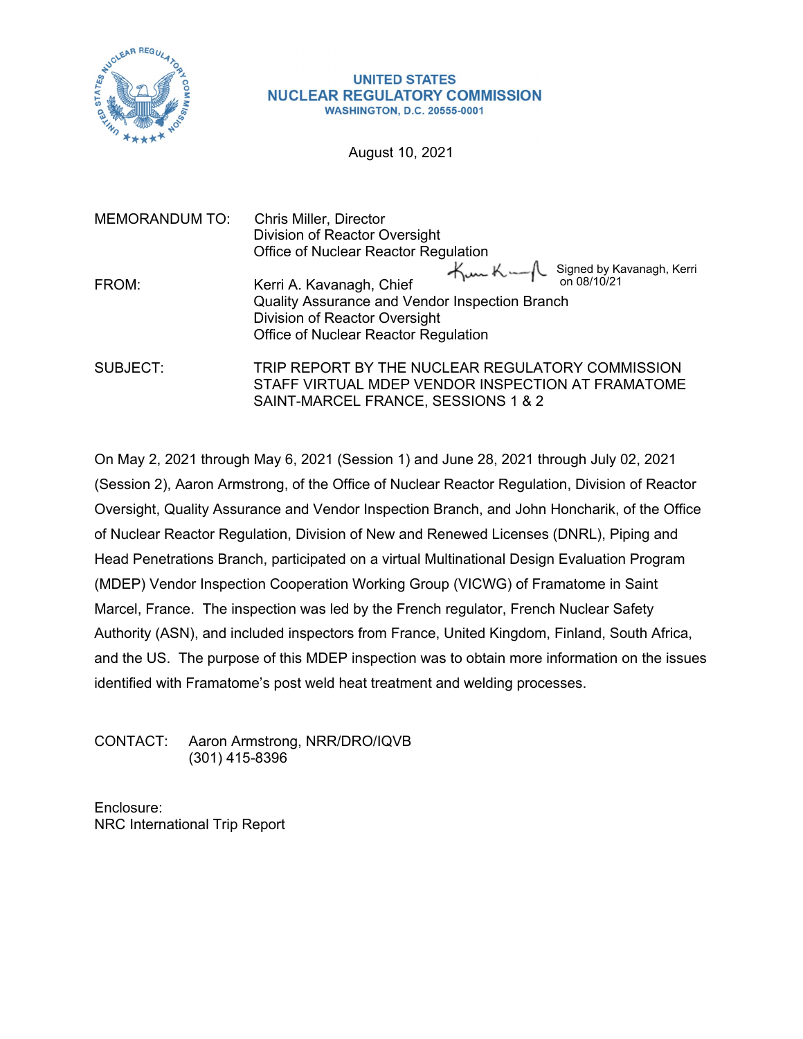**UNITED STATES**
**NUCLEAR REGULATORY COMMISSION**
**WASHINGTON, D.C. 20555-0001**

August 10, 2021

MEMORANDUM TO: Chris Miller, Director
Division of Reactor Oversight
Office of Nuclear Reactor Regulation

FROM: Kerri A. Kavanagh, Chief
Quality Assurance and Vendor Inspection Branch
Division of Reactor Oversight
Office of Nuclear Reactor Regulation

Signed by Kavanagh, Kerri on 08/10/21

SUBJECT: TRIP REPORT BY THE NUCLEAR REGULATORY COMMISSION STAFF VIRTUAL MDEP VENDOR INSPECTION AT FRAMATOME SAINT-MARCEL FRANCE, SESSIONS 1 & 2

On May 2, 2021 through May 6, 2021 (Session 1) and June 28, 2021 through July 02, 2021 (Session 2), Aaron Armstrong, of the Office of Nuclear Reactor Regulation, Division of Reactor Oversight, Quality Assurance and Vendor Inspection Branch, and John Honcharik, of the Office of Nuclear Reactor Regulation, Division of New and Renewed Licenses (DNRL), Piping and Head Penetrations Branch, participated on a virtual Multinational Design Evaluation Program (MDEP) Vendor Inspection Cooperation Working Group (VICWG) of Framatome in Saint Marcel, France. The inspection was led by the French regulator, French Nuclear Safety Authority (ASN), and included inspectors from France, United Kingdom, Finland, South Africa, and the US. The purpose of this MDEP inspection was to obtain more information on the issues identified with Framatome's post weld heat treatment and welding processes.

CONTACT: Aaron Armstrong, NRR/DRO/IQVB
(301) 415-8396

Enclosure:
NRC International Trip Report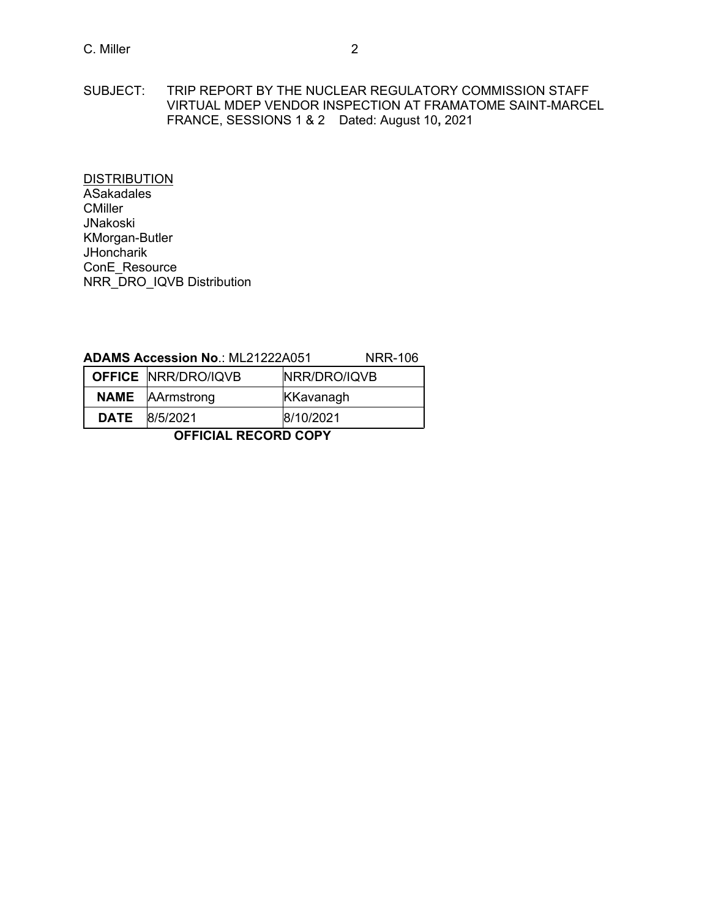SUBJECT: TRIP REPORT BY THE NUCLEAR REGULATORY COMMISSION STAFF VIRTUAL MDEP VENDOR INSPECTION AT FRAMATOME SAINT-MARCEL FRANCE, SESSIONS 1 & 2 Dated: August 10, 2021

DISTRIBUTION

ASakadales
CMiller
JNakoski
KMorgan-Butler
JHoncharik
ConE_Resource
NRR_DRO_IQVB Distribution

**ADAMS Accession No**.: ML21222A051 NRR-106

| **OFFICE** | NRR/DRO/IQVB | NRR/DRO/IQVB |
|---|---|---|
| **NAME** | AArmstrong | KKavanagh |
| **DATE** | 8/5/2021 | 8/10/2021 |

**OFFICIAL RECORD COPY**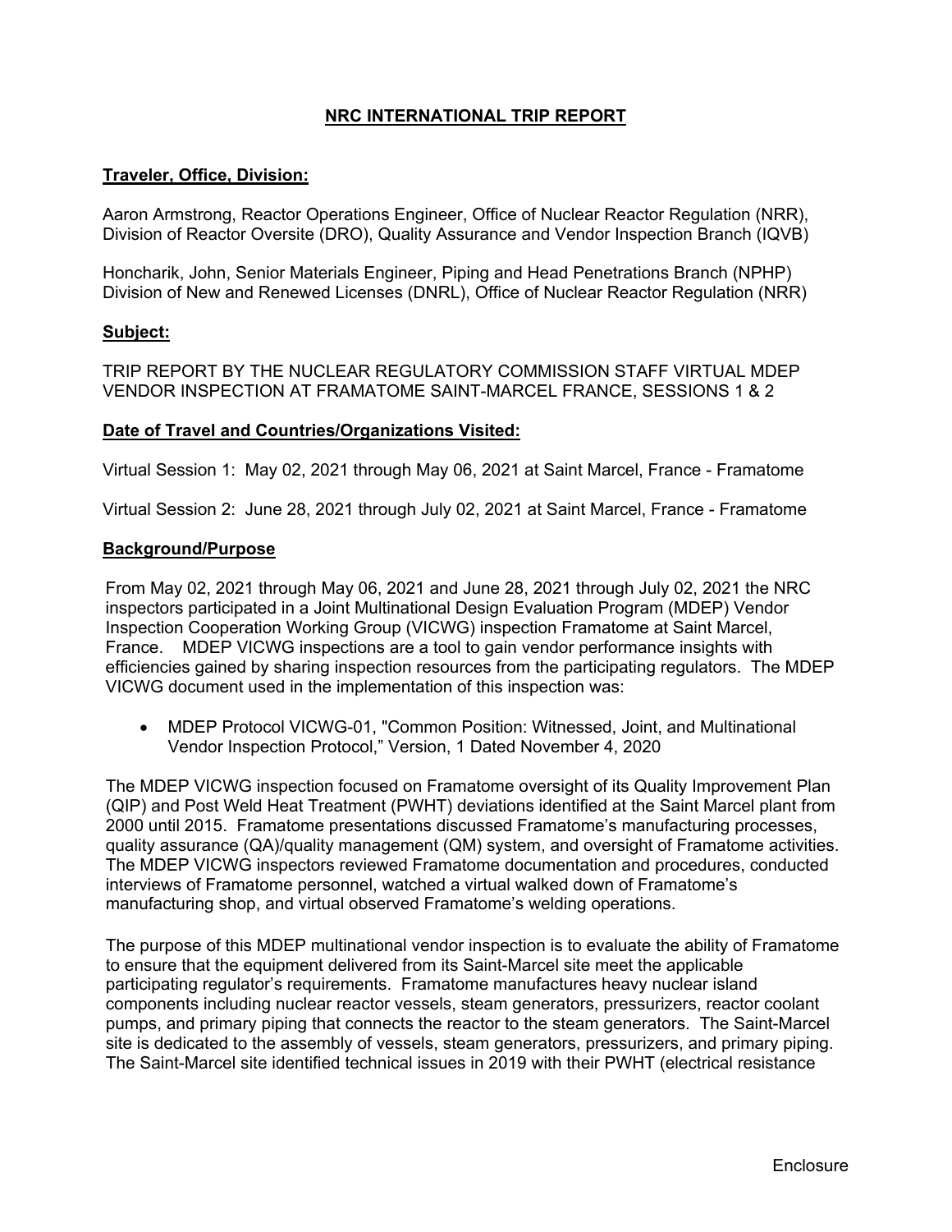## NRC INTERNATIONAL TRIP REPORT

**Traveler, Office, Division:**

Aaron Armstrong, Reactor Operations Engineer, Office of Nuclear Reactor Regulation (NRR), Division of Reactor Oversite (DRO), Quality Assurance and Vendor Inspection Branch (IQVB)

Honcharik, John, Senior Materials Engineer, Piping and Head Penetrations Branch (NPHP) Division of New and Renewed Licenses (DNRL), Office of Nuclear Reactor Regulation (NRR)

**Subject:**

TRIP REPORT BY THE NUCLEAR REGULATORY COMMISSION STAFF VIRTUAL MDEP VENDOR INSPECTION AT FRAMATOME SAINT-MARCEL FRANCE, SESSIONS 1 & 2

**Date of Travel and Countries/Organizations Visited:**

Virtual Session 1: May 02, 2021 through May 06, 2021 at Saint Marcel, France - Framatome

Virtual Session 2: June 28, 2021 through July 02, 2021 at Saint Marcel, France - Framatome

**Background/Purpose**

From May 02, 2021 through May 06, 2021 and June 28, 2021 through July 02, 2021 the NRC inspectors participated in a Joint Multinational Design Evaluation Program (MDEP) Vendor Inspection Cooperation Working Group (VICWG) inspection Framatome at Saint Marcel, France. MDEP VICWG inspections are a tool to gain vendor performance insights with efficiencies gained by sharing inspection resources from the participating regulators. The MDEP VICWG document used in the implementation of this inspection was:

- MDEP Protocol VICWG-01, "Common Position: Witnessed, Joint, and Multinational Vendor Inspection Protocol," Version, 1 Dated November 4, 2020

The MDEP VICWG inspection focused on Framatome oversight of its Quality Improvement Plan (QIP) and Post Weld Heat Treatment (PWHT) deviations identified at the Saint Marcel plant from 2000 until 2015. Framatome presentations discussed Framatome's manufacturing processes, quality assurance (QA)/quality management (QM) system, and oversight of Framatome activities. The MDEP VICWG inspectors reviewed Framatome documentation and procedures, conducted interviews of Framatome personnel, watched a virtual walked down of Framatome's manufacturing shop, and virtual observed Framatome's welding operations.

The purpose of this MDEP multinational vendor inspection is to evaluate the ability of Framatome to ensure that the equipment delivered from its Saint-Marcel site meet the applicable participating regulator's requirements. Framatome manufactures heavy nuclear island components including nuclear reactor vessels, steam generators, pressurizers, reactor coolant pumps, and primary piping that connects the reactor to the steam generators. The Saint-Marcel site is dedicated to the assembly of vessels, steam generators, pressurizers, and primary piping. The Saint-Marcel site identified technical issues in 2019 with their PWHT (electrical resistance

Enclosure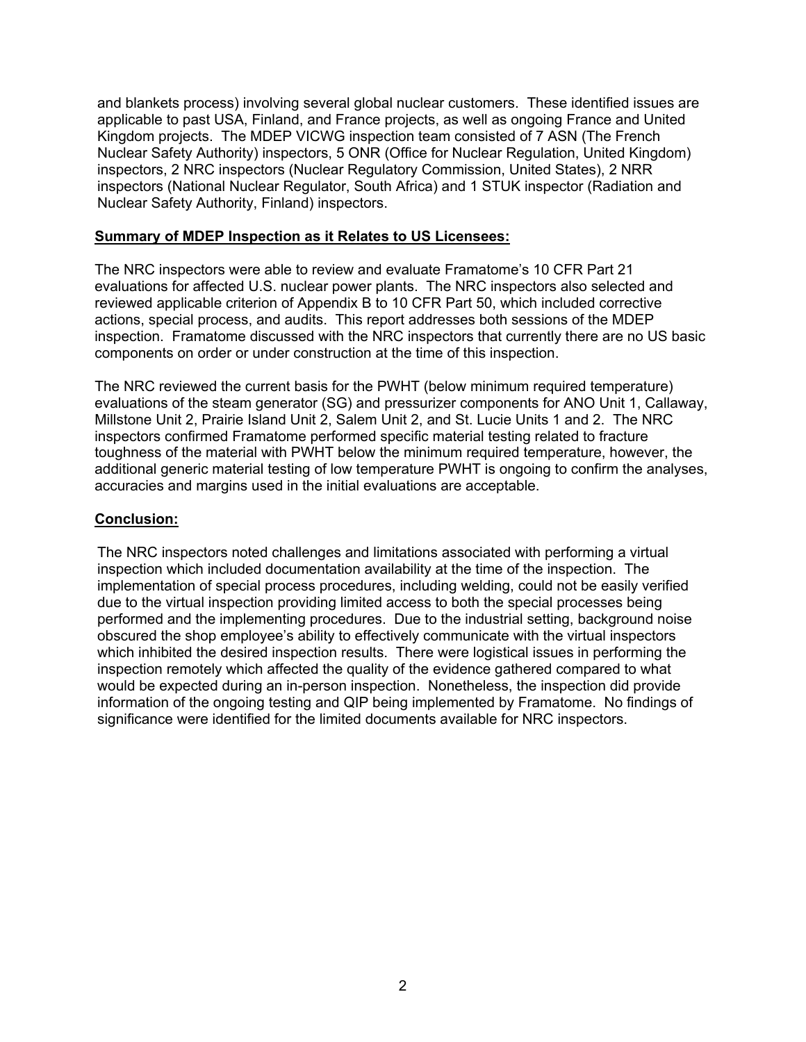and blankets process) involving several global nuclear customers. These identified issues are applicable to past USA, Finland, and France projects, as well as ongoing France and United Kingdom projects. The MDEP VICWG inspection team consisted of 7 ASN (The French Nuclear Safety Authority) inspectors, 5 ONR (Office for Nuclear Regulation, United Kingdom) inspectors, 2 NRC inspectors (Nuclear Regulatory Commission, United States), 2 NRR inspectors (National Nuclear Regulator, South Africa) and 1 STUK inspector (Radiation and Nuclear Safety Authority, Finland) inspectors.

**Summary of MDEP Inspection as it Relates to US Licensees:**

The NRC inspectors were able to review and evaluate Framatome's 10 CFR Part 21 evaluations for affected U.S. nuclear power plants. The NRC inspectors also selected and reviewed applicable criterion of Appendix B to 10 CFR Part 50, which included corrective actions, special process, and audits. This report addresses both sessions of the MDEP inspection. Framatome discussed with the NRC inspectors that currently there are no US basic components on order or under construction at the time of this inspection.

The NRC reviewed the current basis for the PWHT (below minimum required temperature) evaluations of the steam generator (SG) and pressurizer components for ANO Unit 1, Callaway, Millstone Unit 2, Prairie Island Unit 2, Salem Unit 2, and St. Lucie Units 1 and 2. The NRC inspectors confirmed Framatome performed specific material testing related to fracture toughness of the material with PWHT below the minimum required temperature, however, the additional generic material testing of low temperature PWHT is ongoing to confirm the analyses, accuracies and margins used in the initial evaluations are acceptable.

**Conclusion:**

The NRC inspectors noted challenges and limitations associated with performing a virtual inspection which included documentation availability at the time of the inspection. The implementation of special process procedures, including welding, could not be easily verified due to the virtual inspection providing limited access to both the special processes being performed and the implementing procedures. Due to the industrial setting, background noise obscured the shop employee's ability to effectively communicate with the virtual inspectors which inhibited the desired inspection results. There were logistical issues in performing the inspection remotely which affected the quality of the evidence gathered compared to what would be expected during an in-person inspection. Nonetheless, the inspection did provide information of the ongoing testing and QIP being implemented by Framatome. No findings of significance were identified for the limited documents available for NRC inspectors.